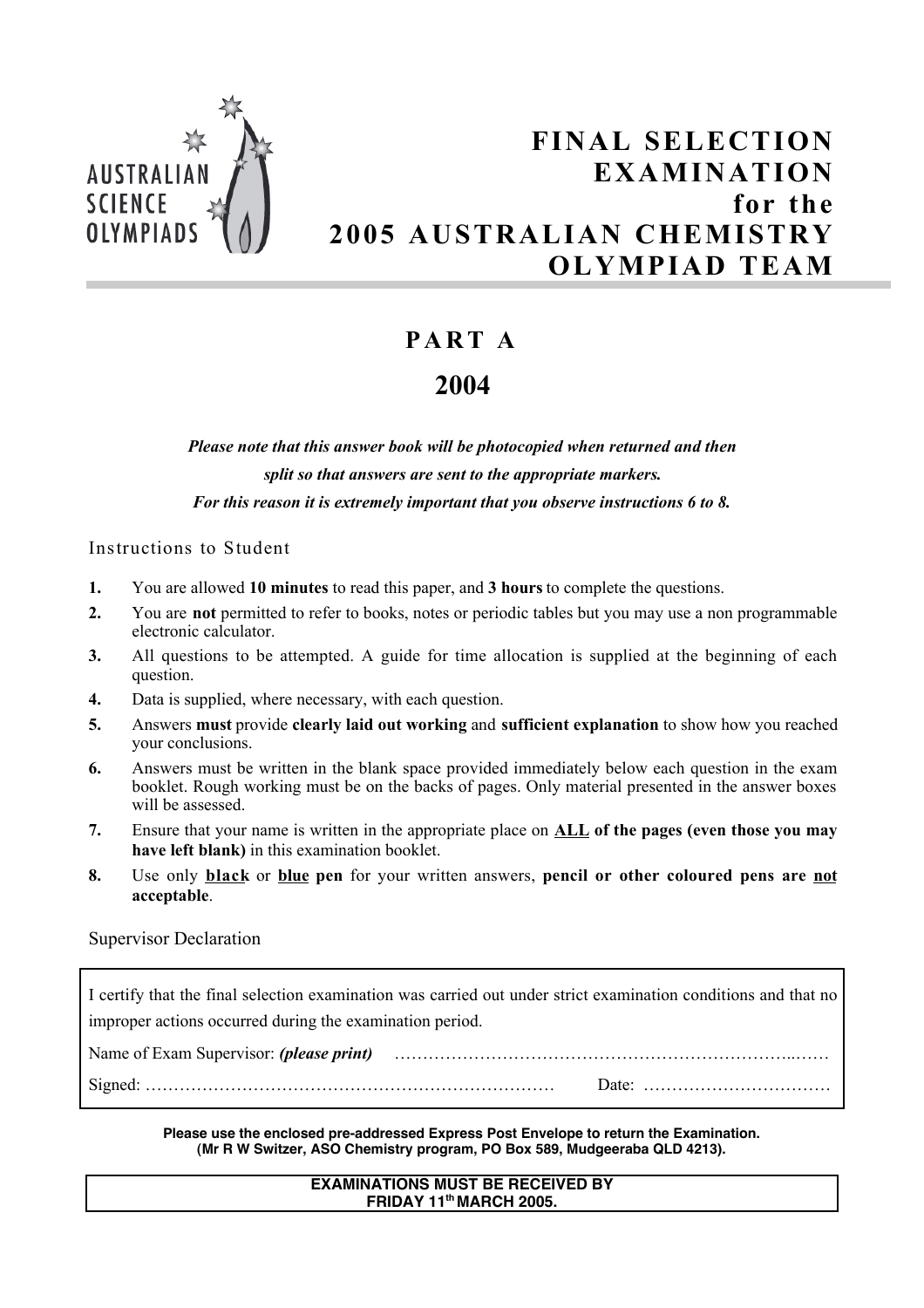AUSTRALIAN SCIENCE OLYMPIADS

# FINAL SELECTION EXAMINATION for the 2005 AUSTRALIAN CHEMISTRY OLYMPIAD TEAM

## PART A

## 2004

***Please note that this answer book will be photocopied when returned and then split so that answers are sent to the appropriate markers.***
***For this reason it is extremely important that you observe instructions 6 to 8.***

### Instructions to Student

1. You are allowed **10 minutes** to read this paper, and **3 hours** to complete the questions.
2. You are **not** permitted to refer to books, notes or periodic tables but you may use a non programmable electronic calculator.
3. All questions to be attempted. A guide for time allocation is supplied at the beginning of each question.
4. Data is supplied, where necessary, with each question.
5. Answers **must** provide **clearly laid out working** and **sufficient explanation** to show how you reached your conclusions.
6. Answers must be written in the blank space provided immediately below each question in the exam booklet. Rough working must be on the backs of pages. Only material presented in the answer boxes will be assessed.
7. Ensure that your name is written in the appropriate place on **ALL of the pages (even those you may have left blank)** in this examination booklet.
8. Use only **black** or **blue pen** for your written answers, **pencil or other coloured pens are not acceptable**.

### Supervisor Declaration

I certify that the final selection examination was carried out under strict examination conditions and that no improper actions occurred during the examination period.

Name of Exam Supervisor: ***(please print)*** ……………………………………………………………………..……

Signed: ……………………………………………………………… Date: ……………………………

**Please use the enclosed pre-addressed Express Post Envelope to return the Examination.**
**(Mr R W Switzer, ASO Chemistry program, PO Box 589, Mudgeeraba QLD 4213).**

**EXAMINATIONS MUST BE RECEIVED BY**
**FRIDAY 11th MARCH 2005.**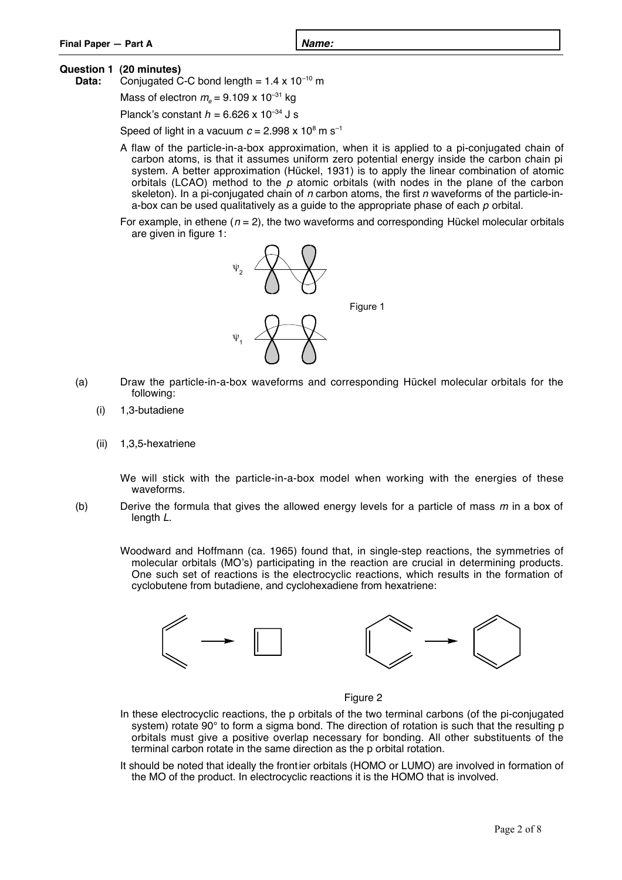**Name:**

## Question 1 (20 minutes)

**Data:** Conjugated C-C bond length = $1.4 \times 10^{-10}$ m

Mass of electron $m_e = 9.109 \times 10^{-31}$ kg

Planck's constant $h = 6.626 \times 10^{-34}$ J s

Speed of light in a vacuum $c = 2.998 \times 10^{8}$ m s$^{-1}$

A flaw of the particle-in-a-box approximation, when it is applied to a pi-conjugated chain of carbon atoms, is that it assumes uniform zero potential energy inside the carbon chain pi system. A better approximation (Hückel, 1931) is to apply the linear combination of atomic orbitals (LCAO) method to the *p* atomic orbitals (with nodes in the plane of the carbon skeleton). In a pi-conjugated chain of *n* carbon atoms, the first *n* waveforms of the particle-in-a-box can be used qualitatively as a guide to the appropriate phase of each *p* orbital.

For example, in ethene ($n = 2$), the two waveforms and corresponding Hückel molecular orbitals are given in figure 1:

$\psi_2$

$\psi_1$

Figure 1

(a) Draw the particle-in-a-box waveforms and corresponding Hückel molecular orbitals for the following:

(i) 1,3-butadiene

(ii) 1,3,5-hexatriene

We will stick with the particle-in-a-box model when working with the energies of these waveforms.

(b) Derive the formula that gives the allowed energy levels for a particle of mass *m* in a box of length *L*.

Woodward and Hoffmann (ca. 1965) found that, in single-step reactions, the symmetries of molecular orbitals (MO's) participating in the reaction are crucial in determining products. One such set of reactions is the electrocyclic reactions, which results in the formation of cyclobutene from butadiene, and cyclohexadiene from hexatriene:

Figure 2

In these electrocyclic reactions, the p orbitals of the two terminal carbons (of the pi-conjugated system) rotate 90° to form a sigma bond. The direction of rotation is such that the resulting p orbitals must give a positive overlap necessary for bonding. All other substituents of the terminal carbon rotate in the same direction as the p orbital rotation.

It should be noted that ideally the frontier orbitals (HOMO or LUMO) are involved in formation of the MO of the product. In electrocyclic reactions it is the HOMO that is involved.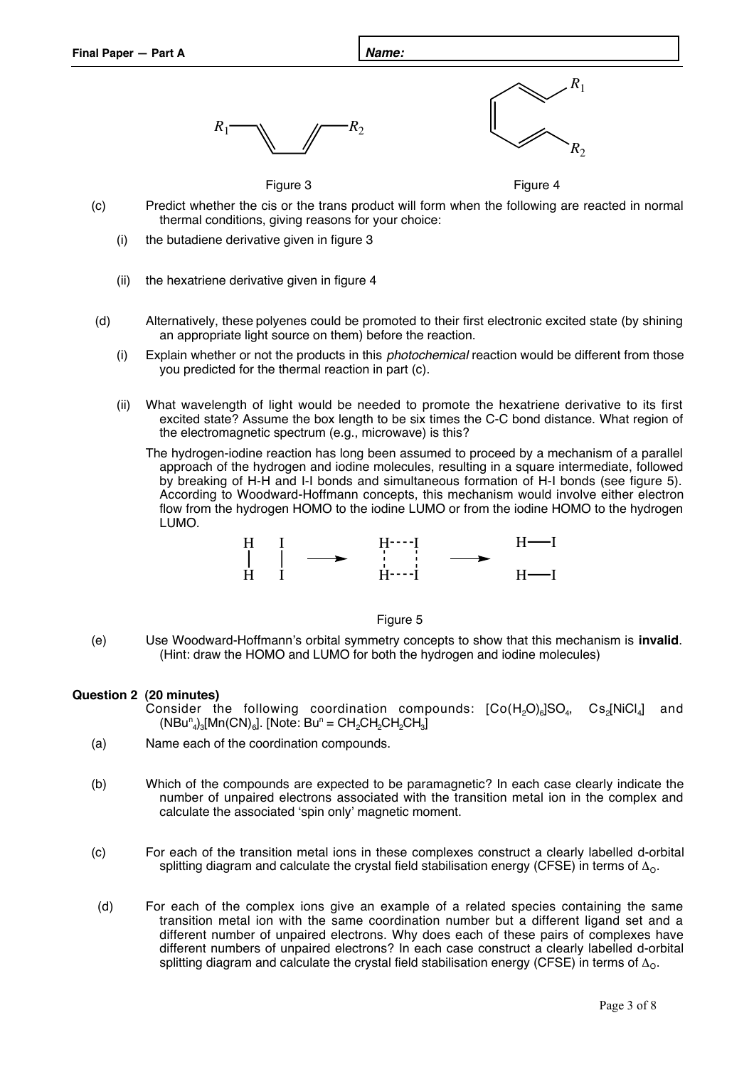Figure 3

Figure 4

(c) Predict whether the cis or the trans product will form when the following are reacted in normal thermal conditions, giving reasons for your choice:

(i) the butadiene derivative given in figure 3

(ii) the hexatriene derivative given in figure 4

(d) Alternatively, these polyenes could be promoted to their first electronic excited state (by shining an appropriate light source on them) before the reaction.

(i) Explain whether or not the products in this *photochemical* reaction would be different from those you predicted for the thermal reaction in part (c).

(ii) What wavelength of light would be needed to promote the hexatriene derivative to its first excited state? Assume the box length to be six times the C-C bond distance. What region of the electromagnetic spectrum (e.g., microwave) is this?

The hydrogen-iodine reaction has long been assumed to proceed by a mechanism of a parallel approach of the hydrogen and iodine molecules, resulting in a square intermediate, followed by breaking of H-H and I-I bonds and simultaneous formation of H-I bonds (see figure 5). According to Woodward-Hoffmann concepts, this mechanism would involve either electron flow from the hydrogen HOMO to the iodine LUMO or from the iodine HOMO to the hydrogen LUMO.

Figure 5

(e) Use Woodward-Hoffmann's orbital symmetry concepts to show that this mechanism is **invalid**. (Hint: draw the HOMO and LUMO for both the hydrogen and iodine molecules)

**Question 2 (20 minutes)**

Consider the following coordination compounds: $[Co(H_2O)_6]SO_4$, $Cs_2[NiCl_4]$ and $(NBu^n_4)_3[Mn(CN)_6]$. [Note: $Bu^n = CH_2CH_2CH_2CH_3$]

(a) Name each of the coordination compounds.

(b) Which of the compounds are expected to be paramagnetic? In each case clearly indicate the number of unpaired electrons associated with the transition metal ion in the complex and calculate the associated 'spin only' magnetic moment.

(c) For each of the transition metal ions in these complexes construct a clearly labelled d-orbital splitting diagram and calculate the crystal field stabilisation energy (CFSE) in terms of $\Delta_O$.

(d) For each of the complex ions give an example of a related species containing the same transition metal ion with the same coordination number but a different ligand set and a different number of unpaired electrons. Why does each of these pairs of complexes have different numbers of unpaired electrons? In each case construct a clearly labelled d-orbital splitting diagram and calculate the crystal field stabilisation energy (CFSE) in terms of $\Delta_O$.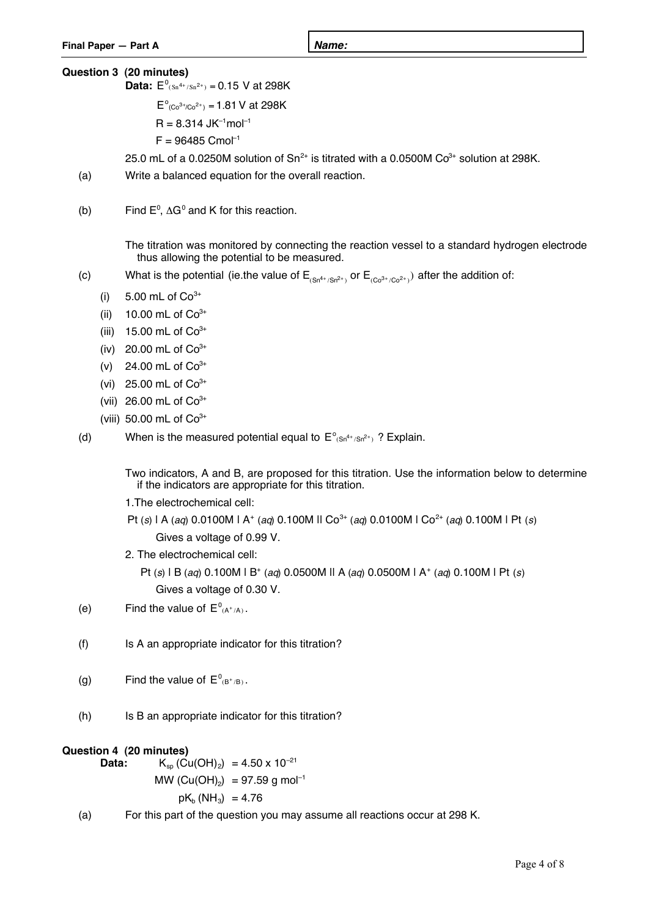**Name:**

## Question 3 (20 minutes)

**Data:** $E^0_{(Sn^{4+}/Sn^{2+})} = 0.15$ V at 298K

$E^o_{(Co^{3+}/Co^{2+})} = 1.81$ V at 298K

$R = 8.314$ JK$^{-1}$mol$^{-1}$

$F = 96485$ Cmol$^{-1}$

25.0 mL of a 0.0250M solution of $Sn^{2+}$ is titrated with a 0.0500M $Co^{3+}$ solution at 298K.

(a) Write a balanced equation for the overall reaction.

(b) Find $E^0$, $\Delta G^0$ and K for this reaction.

The titration was monitored by connecting the reaction vessel to a standard hydrogen electrode thus allowing the potential to be measured.

(c) What is the potential (ie.the value of $E_{(Sn^{4+}/Sn^{2+})}$ or $E_{(Co^{3+}/Co^{2+})}$) after the addition of:

- (i) 5.00 mL of $Co^{3+}$
- (ii) 10.00 mL of $Co^{3+}$
- (iii) 15.00 mL of $Co^{3+}$
- (iv) 20.00 mL of $Co^{3+}$
- (v) 24.00 mL of $Co^{3+}$
- (vi) 25.00 mL of $Co^{3+}$
- (vii) 26.00 mL of $Co^{3+}$
- (viii) 50.00 mL of $Co^{3+}$

(d) When is the measured potential equal to $E^o_{(Sn^{4+}/Sn^{2+})}$ ? Explain.

Two indicators, A and B, are proposed for this titration. Use the information below to determine if the indicators are appropriate for this titration.

1. The electrochemical cell:

Pt (*s*) | A (*aq*) 0.0100M | $A^+$ (*aq*) 0.100M || $Co^{3+}$ (*aq*) 0.0100M | $Co^{2+}$ (*aq*) 0.100M | Pt (*s*)

Gives a voltage of 0.99 V.

2. The electrochemical cell:

Pt (*s*) | B (*aq*) 0.100M | $B^+$ (*aq*) 0.0500M || A (*aq*) 0.0500M | $A^+$ (*aq*) 0.100M | Pt (*s*)

Gives a voltage of 0.30 V.

(e) Find the value of $E^0_{(A^+/A)}$.

(f) Is A an appropriate indicator for this titration?

(g) Find the value of $E^0_{(B^+/B)}$.

(h) Is B an appropriate indicator for this titration?

## Question 4 (20 minutes)

**Data:** $K_{sp}$ ($Cu(OH)_2$) $= 4.50 \times 10^{-21}$

MW ($Cu(OH)_2$) $= 97.59$ g mol$^{-1}$

$pK_b$ ($NH_3$) $= 4.76$

(a) For this part of the question you may assume all reactions occur at 298 K.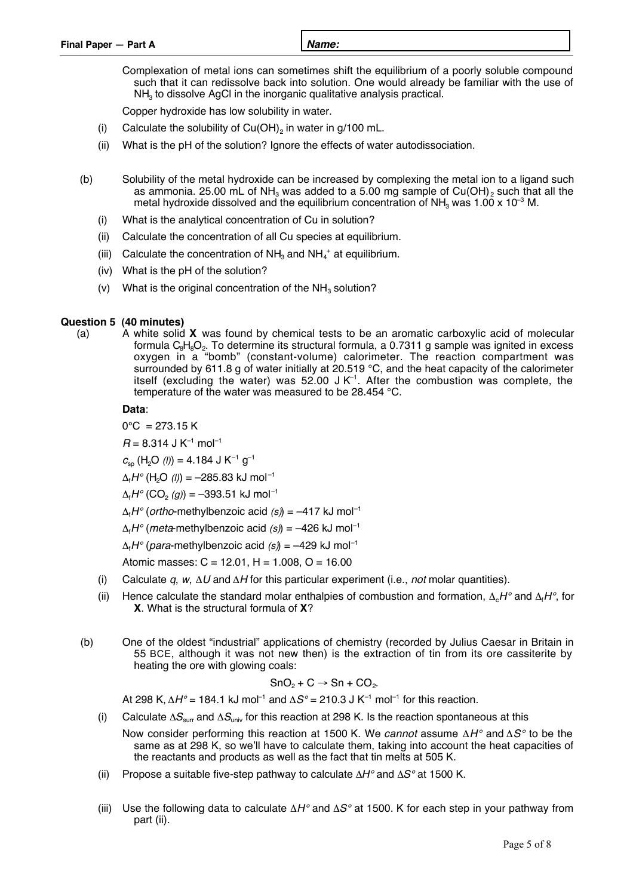Complexation of metal ions can sometimes shift the equilibrium of a poorly soluble compound such that it can redissolve back into solution. One would already be familiar with the use of $NH_3$ to dissolve AgCl in the inorganic qualitative analysis practical.

Copper hydroxide has low solubility in water.

(i) Calculate the solubility of $Cu(OH)_2$ in water in g/100 mL.

(ii) What is the pH of the solution? Ignore the effects of water autodissociation.

(b) Solubility of the metal hydroxide can be increased by complexing the metal ion to a ligand such as ammonia. 25.00 mL of $NH_3$ was added to a 5.00 mg sample of $Cu(OH)_2$ such that all the metal hydroxide dissolved and the equilibrium concentration of $NH_3$ was $1.00 \times 10^{-3}$ M.

(i) What is the analytical concentration of Cu in solution?

(ii) Calculate the concentration of all Cu species at equilibrium.

(iii) Calculate the concentration of $NH_3$ and $NH_4^+$ at equilibrium.

(iv) What is the pH of the solution?

(v) What is the original concentration of the $NH_3$ solution?

**Question 5 (40 minutes)**

(a) A white solid **X** was found by chemical tests to be an aromatic carboxylic acid of molecular formula $C_8H_8O_2$. To determine its structural formula, a 0.7311 g sample was ignited in excess oxygen in a "bomb" (constant-volume) calorimeter. The reaction compartment was surrounded by 611.8 g of water initially at 20.519 °C, and the heat capacity of the calorimeter itself (excluding the water) was 52.00 J $K^{-1}$. After the combustion was complete, the temperature of the water was measured to be 28.454 °C.

**Data**:

0°C = 273.15 K

$R = 8.314$ J $K^{-1}$ $mol^{-1}$

$c_{sp}$ ($H_2O$ *(l)*) = 4.184 J $K^{-1}$ $g^{-1}$

$\Delta_f H°$ ($H_2O$ *(l)*) = –285.83 kJ $mol^{-1}$

$\Delta_f H°$ ($CO_2$ *(g)*) = –393.51 kJ $mol^{-1}$

$\Delta_f H°$ (*ortho*-methylbenzoic acid *(s)*) = –417 kJ $mol^{-1}$

$\Delta_f H°$ (*meta*-methylbenzoic acid *(s)*) = –426 kJ $mol^{-1}$

$\Delta_f H°$ (*para*-methylbenzoic acid *(s)*) = –429 kJ $mol^{-1}$

Atomic masses: C = 12.01, H = 1.008, O = 16.00

(i) Calculate $q$, $w$, $\Delta U$ and $\Delta H$ for this particular experiment (i.e., *not* molar quantities).

(ii) Hence calculate the standard molar enthalpies of combustion and formation, $\Delta_c H°$ and $\Delta_f H°$, for **X**. What is the structural formula of **X**?

(b) One of the oldest "industrial" applications of chemistry (recorded by Julius Caesar in Britain in 55 BCE, although it was not new then) is the extraction of tin from its ore cassiterite by heating the ore with glowing coals:

$$SnO_2 + C \rightarrow Sn + CO_2.$$

At 298 K, $\Delta H° = 184.1$ kJ $mol^{-1}$ and $\Delta S° = 210.3$ J $K^{-1}$ $mol^{-1}$ for this reaction.

(i) Calculate $\Delta S_{surr}$ and $\Delta S_{univ}$ for this reaction at 298 K. Is the reaction spontaneous at this

Now consider performing this reaction at 1500 K. We *cannot* assume $\Delta H°$ and $\Delta S°$ to be the same as at 298 K, so we'll have to calculate them, taking into account the heat capacities of the reactants and products as well as the fact that tin melts at 505 K.

(ii) Propose a suitable five-step pathway to calculate $\Delta H°$ and $\Delta S°$ at 1500 K.

(iii) Use the following data to calculate $\Delta H°$ and $\Delta S°$ at 1500. K for each step in your pathway from part (ii).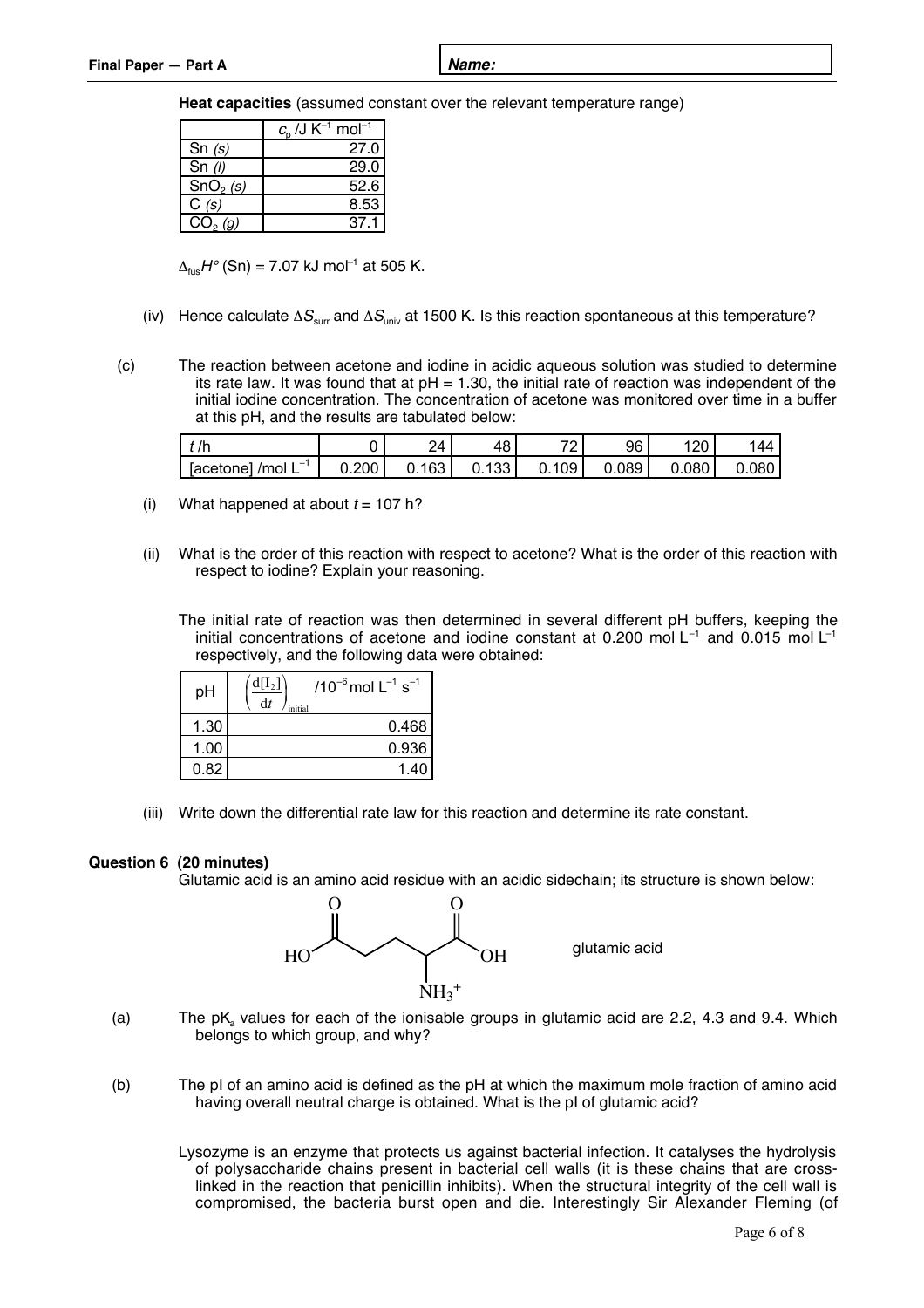**Heat capacities** (assumed constant over the relevant temperature range)

| | $c_p$ /J K$^{-1}$ mol$^{-1}$ |
|---|---|
| Sn *(s)* | 27.0 |
| Sn *(l)* | 29.0 |
| $SnO_2$ *(s)* | 52.6 |
| C *(s)* | 8.53 |
| $CO_2$ *(g)* | 37.1 |

$\Delta_{fus}H°$ (Sn) = 7.07 kJ mol$^{-1}$ at 505 K.

(iv) Hence calculate $\Delta S_{surr}$ and $\Delta S_{univ}$ at 1500 K. Is this reaction spontaneous at this temperature?

(c) The reaction between acetone and iodine in acidic aqueous solution was studied to determine its rate law. It was found that at pH = 1.30, the initial rate of reaction was independent of the initial iodine concentration. The concentration of acetone was monitored over time in a buffer at this pH, and the results are tabulated below:

| *t* /h | 0 | 24 | 48 | 72 | 96 | 120 | 144 |
|---|---|---|---|---|---|---|---|
| [acetone] /mol L$^{-1}$ | 0.200 | 0.163 | 0.133 | 0.109 | 0.089 | 0.080 | 0.080 |

(i) What happened at about *t* = 107 h?

(ii) What is the order of this reaction with respect to acetone? What is the order of this reaction with respect to iodine? Explain your reasoning.

The initial rate of reaction was then determined in several different pH buffers, keeping the initial concentrations of acetone and iodine constant at 0.200 mol L$^{-1}$ and 0.015 mol L$^{-1}$ respectively, and the following data were obtained:

| pH | $\left(\frac{d[I_2]}{dt}\right)_{initial}$ /10$^{-6}$ mol L$^{-1}$ s$^{-1}$ |
|---|---|
| 1.30 | 0.468 |
| 1.00 | 0.936 |
| 0.82 | 1.40 |

(iii) Write down the differential rate law for this reaction and determine its rate constant.

**Question 6 (20 minutes)**

Glutamic acid is an amino acid residue with an acidic sidechain; its structure is shown below:

$$\text{HO–C(=O)–CH}_2\text{–CH}_2\text{–CH(NH}_3^+\text{)–C(=O)–OH}$$

glutamic acid

(a) The p$K_a$ values for each of the ionisable groups in glutamic acid are 2.2, 4.3 and 9.4. Which belongs to which group, and why?

(b) The pI of an amino acid is defined as the pH at which the maximum mole fraction of amino acid having overall neutral charge is obtained. What is the pI of glutamic acid?

Lysozyme is an enzyme that protects us against bacterial infection. It catalyses the hydrolysis of polysaccharide chains present in bacterial cell walls (it is these chains that are cross-linked in the reaction that penicillin inhibits). When the structural integrity of the cell wall is compromised, the bacteria burst open and die. Interestingly Sir Alexander Fleming (of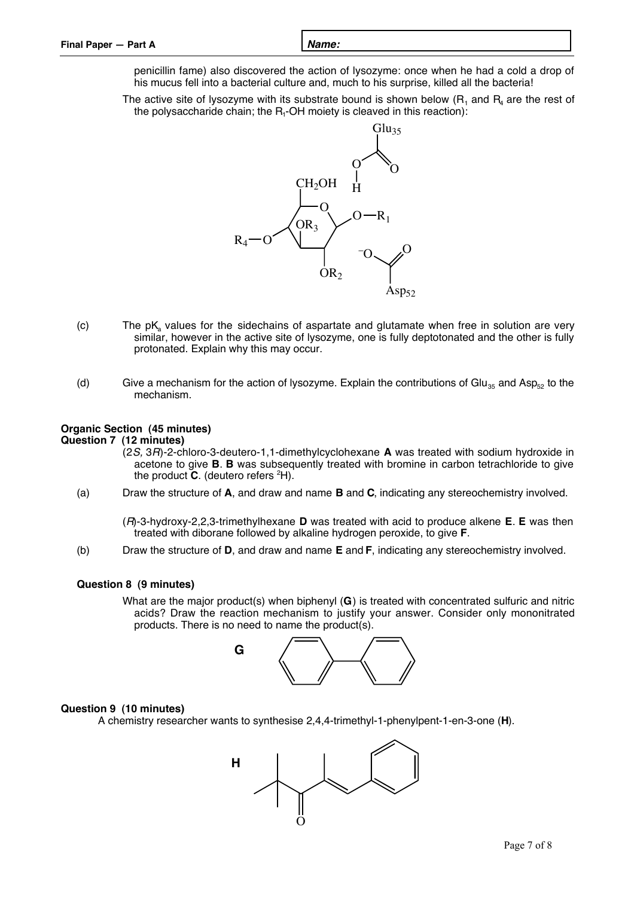penicillin fame) also discovered the action of lysozyme: once when he had a cold a drop of his mucus fell into a bacterial culture and, much to his surprise, killed all the bacteria!

The active site of lysozyme with its substrate bound is shown below ($R_1$ and $R_4$ are the rest of the polysaccharide chain; the $R_1$-OH moiety is cleaved in this reaction):

(c) The $pK_a$ values for the sidechains of aspartate and glutamate when free in solution are very similar, however in the active site of lysozyme, one is fully deptotonated and the other is fully protonated. Explain why this may occur.

(d) Give a mechanism for the action of lysozyme. Explain the contributions of $Glu_{35}$ and $Asp_{52}$ to the mechanism.

## Organic Section (45 minutes)

### Question 7 (12 minutes)

(2*S*, 3*R*)-2-chloro-3-deutero-1,1-dimethylcyclohexane **A** was treated with sodium hydroxide in acetone to give **B**. **B** was subsequently treated with bromine in carbon tetrachloride to give the product **C**. (deutero refers $^2$H).

(a) Draw the structure of **A**, and draw and name **B** and **C**, indicating any stereochemistry involved.

(*R*)-3-hydroxy-2,2,3-trimethylhexane **D** was treated with acid to produce alkene **E**. **E** was then treated with diborane followed by alkaline hydrogen peroxide, to give **F**.

(b) Draw the structure of **D**, and draw and name **E** and **F**, indicating any stereochemistry involved.

### Question 8 (9 minutes)

What are the major product(s) when biphenyl (**G**) is treated with concentrated sulfuric and nitric acids? Draw the reaction mechanism to justify your answer. Consider only mononitrated products. There is no need to name the product(s).

**G**

### Question 9 (10 minutes)

A chemistry researcher wants to synthesise 2,4,4-trimethyl-1-phenylpent-1-en-3-one (**H**).

**H**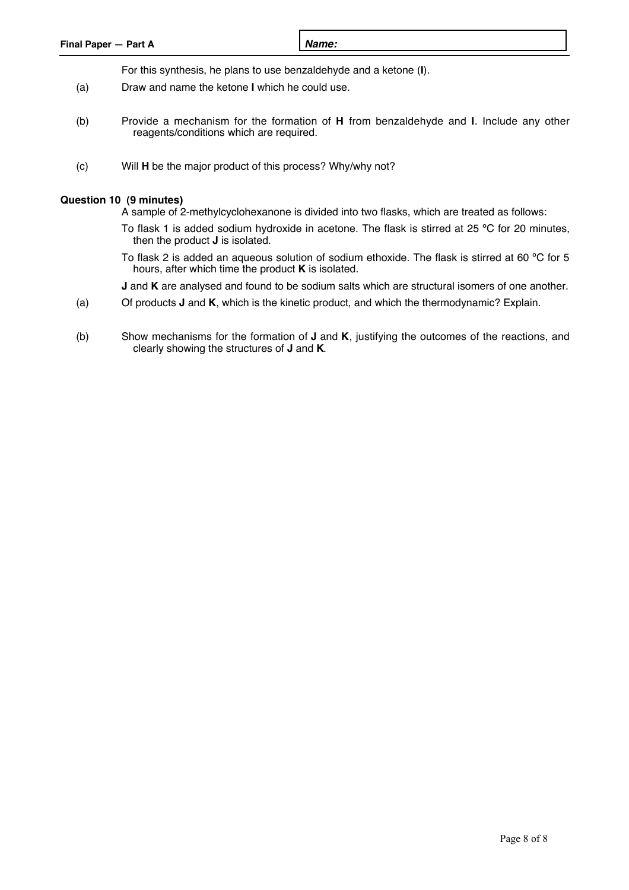For this synthesis, he plans to use benzaldehyde and a ketone (**I**).

(a) Draw and name the ketone **I** which he could use.

(b) Provide a mechanism for the formation of **H** from benzaldehyde and **I**. Include any other reagents/conditions which are required.

(c) Will **H** be the major product of this process? Why/why not?

**Question 10 (9 minutes)**

A sample of 2-methylcyclohexanone is divided into two flasks, which are treated as follows:

To flask 1 is added sodium hydroxide in acetone. The flask is stirred at 25 ºC for 20 minutes, then the product **J** is isolated.

To flask 2 is added an aqueous solution of sodium ethoxide. The flask is stirred at 60 ºC for 5 hours, after which time the product **K** is isolated.

**J** and **K** are analysed and found to be sodium salts which are structural isomers of one another.

(a) Of products **J** and **K**, which is the kinetic product, and which the thermodynamic? Explain.

(b) Show mechanisms for the formation of **J** and **K**, justifying the outcomes of the reactions, and clearly showing the structures of **J** and **K**.